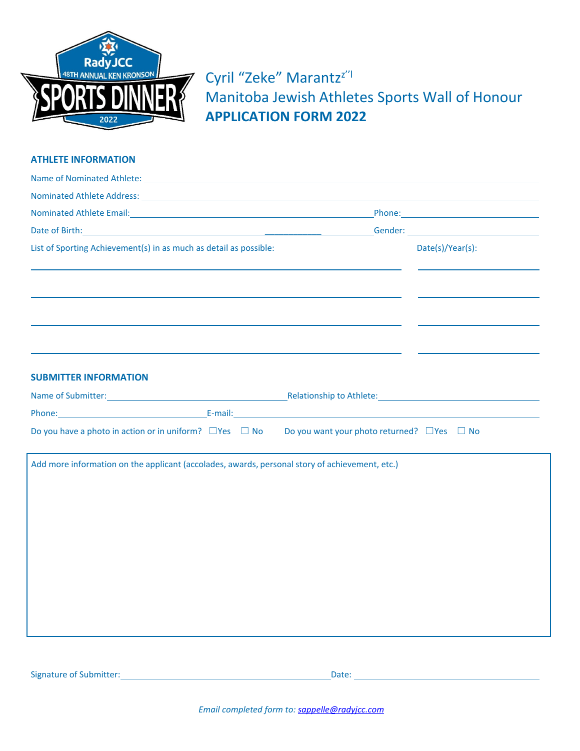# Cyril "Zeke" Marantz z"l
# Manitoba Jewish Athletes Sports Wall of Honour
# **APPLICATION FORM 2022**

## ATHLETE INFORMATION

Name of Nominated Athlete: ______________________________

Nominated Athlete Address: ______________________________

Nominated Athlete Email: ______________________________ Phone: ______________

Date of Birth: ______________________________ Gender: ______________

List of Sporting Achievement(s) in as much as detail as possible: | Date(s)/Year(s):

______________________________ ______________

______________________________ ______________

______________________________ ______________

______________________________ ______________

## SUBMITTER INFORMATION

Name of Submitter: ______________ Relationship to Athlete: ______________

Phone: ______________ E-mail: ______________

Do you have a photo in action or in uniform? ☐Yes ☐ No  Do you want your photo returned? ☐Yes ☐ No

Add more information on the applicant (accolades, awards, personal story of achievement, etc.)

Signature of Submitter: ______________________________ Date: ______________

*Email completed form to: sappelle@radyjcc.com*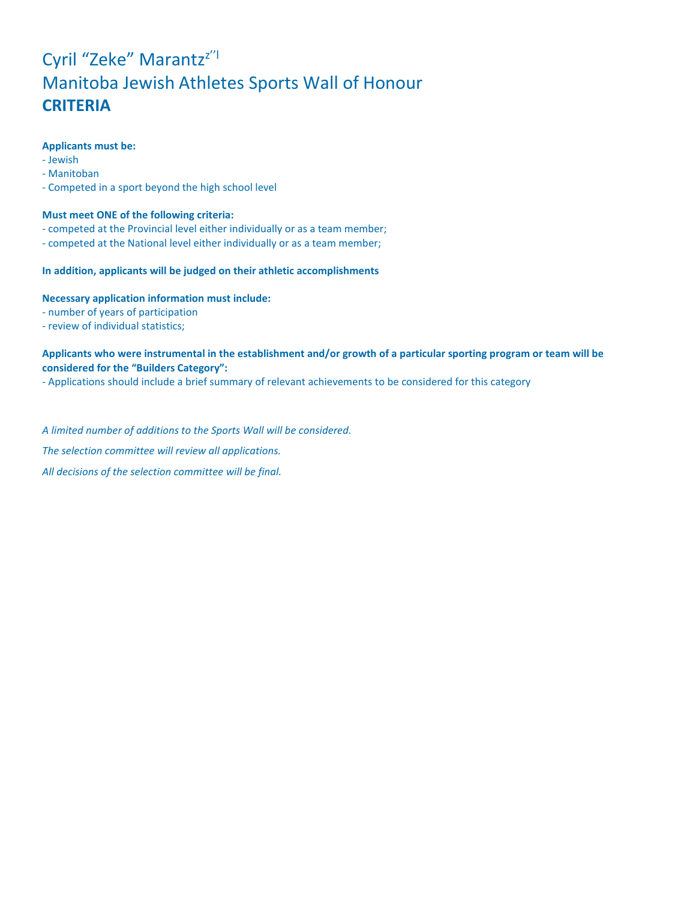# Cyril "Zeke" Marantz[z"l]
# Manitoba Jewish Athletes Sports Wall of Honour
# **CRITERIA**

**Applicants must be:**
- Jewish
- Manitoban
- Competed in a sport beyond the high school level

**Must meet ONE of the following criteria:**
- competed at the Provincial level either individually or as a team member;
- competed at the National level either individually or as a team member;

**In addition, applicants will be judged on their athletic accomplishments**

**Necessary application information must include:**
- number of years of participation
- review of individual statistics;

**Applicants who were instrumental in the establishment and/or growth of a particular sporting program or team will be considered for the "Builders Category":**
- Applications should include a brief summary of relevant achievements to be considered for this category

*A limited number of additions to the Sports Wall will be considered.*

*The selection committee will review all applications.*

*All decisions of the selection committee will be final.*